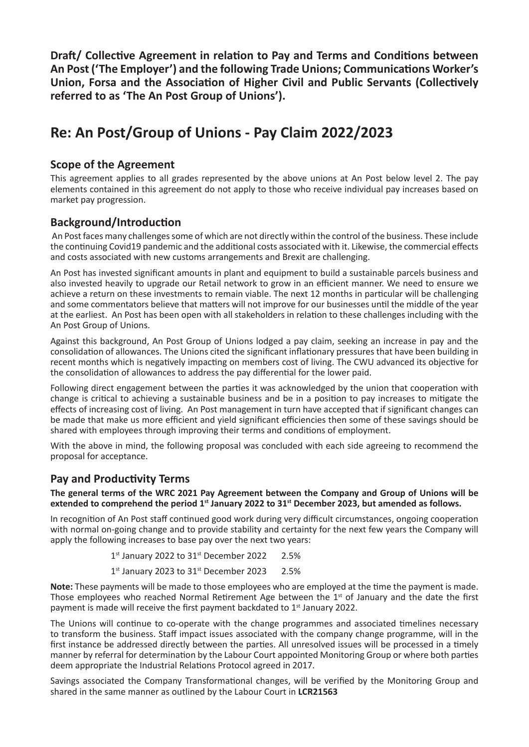**Draft/ Collective Agreement in relation to Pay and Terms and Conditions between An Post ('The Employer') and the following Trade Unions; Communications Worker's Union, Forsa and the Association of Higher Civil and Public Servants (Collectively referred to as 'The An Post Group of Unions').**

# Re: An Post/Group of Unions - Pay Claim 2022/2023

## Scope of the Agreement

This agreement applies to all grades represented by the above unions at An Post below level 2. The pay elements contained in this agreement do not apply to those who receive individual pay increases based on market pay progression.

## Background/Introduction

An Post faces many challenges some of which are not directly within the control of the business. These include the continuing Covid19 pandemic and the additional costs associated with it. Likewise, the commercial effects and costs associated with new customs arrangements and Brexit are challenging.

An Post has invested significant amounts in plant and equipment to build a sustainable parcels business and also invested heavily to upgrade our Retail network to grow in an efficient manner. We need to ensure we achieve a return on these investments to remain viable. The next 12 months in particular will be challenging and some commentators believe that matters will not improve for our businesses until the middle of the year at the earliest. An Post has been open with all stakeholders in relation to these challenges including with the An Post Group of Unions.

Against this background, An Post Group of Unions lodged a pay claim, seeking an increase in pay and the consolidation of allowances. The Unions cited the significant inflationary pressures that have been building in recent months which is negatively impacting on members cost of living. The CWU advanced its objective for the consolidation of allowances to address the pay differential for the lower paid.

Following direct engagement between the parties it was acknowledged by the union that cooperation with change is critical to achieving a sustainable business and be in a position to pay increases to mitigate the effects of increasing cost of living. An Post management in turn have accepted that if significant changes can be made that make us more efficient and yield significant efficiencies then some of these savings should be shared with employees through improving their terms and conditions of employment.

With the above in mind, the following proposal was concluded with each side agreeing to recommend the proposal for acceptance.

## Pay and Productivity Terms

**The general terms of the WRC 2021 Pay Agreement between the Company and Group of Unions will be extended to comprehend the period 1st January 2022 to 31st December 2023, but amended as follows.**

In recognition of An Post staff continued good work during very difficult circumstances, ongoing cooperation with normal on-going change and to provide stability and certainty for the next few years the Company will apply the following increases to base pay over the next two years:

1st January 2022 to 31st December 2022 2.5%

1st January 2023 to 31st December 2023 2.5%

**Note:** These payments will be made to those employees who are employed at the time the payment is made. Those employees who reached Normal Retirement Age between the 1st of January and the date the first payment is made will receive the first payment backdated to 1st January 2022.

The Unions will continue to co-operate with the change programmes and associated timelines necessary to transform the business. Staff impact issues associated with the company change programme, will in the first instance be addressed directly between the parties. All unresolved issues will be processed in a timely manner by referral for determination by the Labour Court appointed Monitoring Group or where both parties deem appropriate the Industrial Relations Protocol agreed in 2017.

Savings associated the Company Transformational changes, will be verified by the Monitoring Group and shared in the same manner as outlined by the Labour Court in **LCR21563**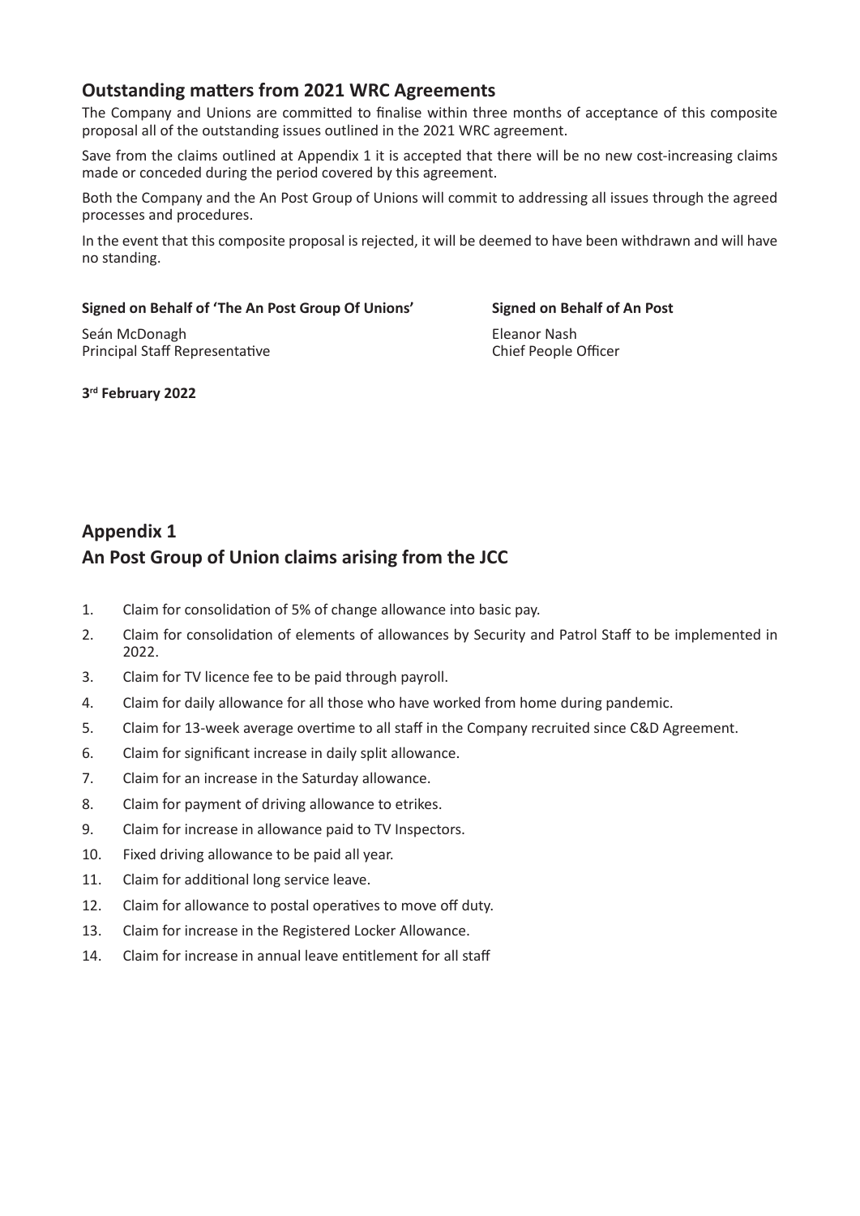## Outstanding matters from 2021 WRC Agreements

The Company and Unions are committed to finalise within three months of acceptance of this composite proposal all of the outstanding issues outlined in the 2021 WRC agreement.

Save from the claims outlined at Appendix 1 it is accepted that there will be no new cost-increasing claims made or conceded during the period covered by this agreement.

Both the Company and the An Post Group of Unions will commit to addressing all issues through the agreed processes and procedures.

In the event that this composite proposal is rejected, it will be deemed to have been withdrawn and will have no standing.

**Signed on Behalf of 'The An Post Group Of Unions'**

Seán McDonagh
Principal Staff Representative

**Signed on Behalf of An Post**

Eleanor Nash
Chief People Officer

**3rd February 2022**

## Appendix 1
## An Post Group of Union claims arising from the JCC

1. Claim for consolidation of 5% of change allowance into basic pay.
2. Claim for consolidation of elements of allowances by Security and Patrol Staff to be implemented in 2022.
3. Claim for TV licence fee to be paid through payroll.
4. Claim for daily allowance for all those who have worked from home during pandemic.
5. Claim for 13-week average overtime to all staff in the Company recruited since C&D Agreement.
6. Claim for significant increase in daily split allowance.
7. Claim for an increase in the Saturday allowance.
8. Claim for payment of driving allowance to etrikes.
9. Claim for increase in allowance paid to TV Inspectors.
10. Fixed driving allowance to be paid all year.
11. Claim for additional long service leave.
12. Claim for allowance to postal operatives to move off duty.
13. Claim for increase in the Registered Locker Allowance.
14. Claim for increase in annual leave entitlement for all staff